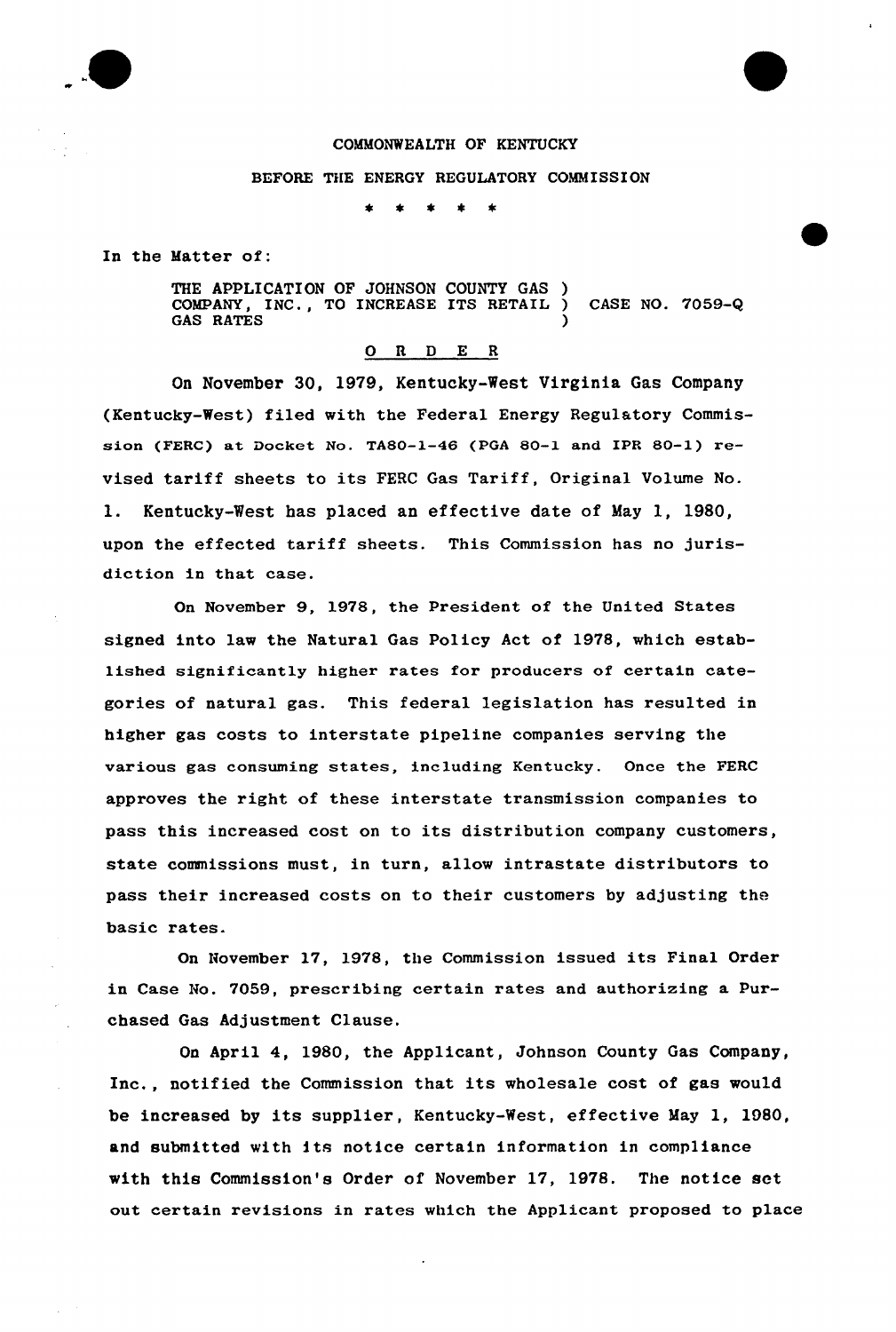COMMONWEALTH OF KENTUCKY

BEFORE THE ENERGY REGULATORY COMMISSION

\* \* \* \* \*

In the Matter of:

THE APPLICATION OF JOHNSON COUNTY GAS ) COMPANY, INC., TO INCREASE ITS RETAIL ) CASE NO. 7059-Q GAS RATES )

## O R D E R

On November 30, 1979, Kentucky-West Virginia Gas Company (Kentucky-West) filed with the Federal Energy Regulatory Commission (FERC) at Docket No. TA80-1-46 (PGA 80-1 and IPR 80-1) revised tariff sheets to its FERC Gas Tariff, Original Volume No. 1. Kentucky-West has placed an effective date of May 1, 1980, upon the effected tariff sheets. This Commission has no jurisdiction in that case.

On November 9, 1978, the President of the United States signed into law the Natural Gas Policy Act of 1978, which established significantly higher rates for producers of certain categories of natural gas. This federal legislation has resulted in higher gas costs to interstate pipeline companies serving the various gas consuming states, including Kentucky. Once the FERC approves the right of these interstate transmission companies to pass this increased cost on to its distribution company customers, state commissions must, in turn, allow intrastate distributors to pass their increased costs on to their customers by adjusting the basic rates.

On November 17, 1978, the Commission issued its Final Order in Case No. 7059, prescribing certain rates and authorizing a Purchased Gas Adjustment Clause.

On April 4, 1980, the Applicant, Johnson County Gas Company, Inc., notified the Commission that its wholesale cost of gas would be increased by its supplier, Kentucky-West, effective May 1, 1980, and submitted with its notice certain information in compliance with this Commission's Order of November 17, 1978. The notice set out certain revisions in rates which the Applicant proposed to place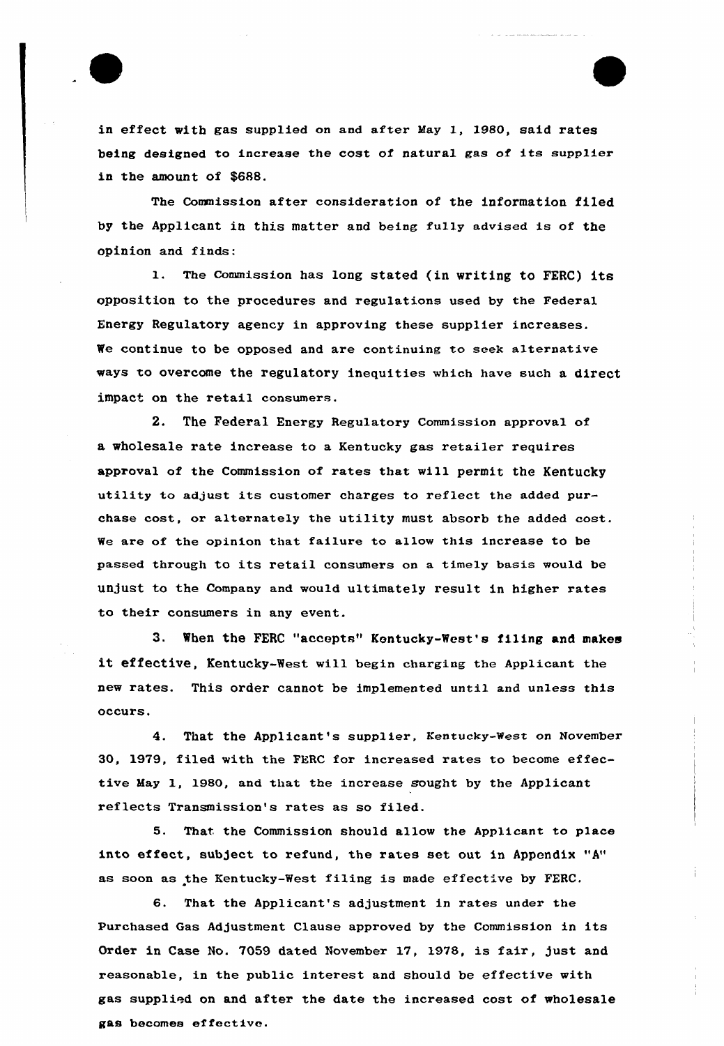in effect with gas supplied on and after May 1, 1980, said rates being designed to increase the cost of natural gas of its supplier in the amount of $688.

The Commission after consideration of the information filed by the Applicant in this matter and being fully advised is of the opinion and finds:

1. The Commission has long stated (in writing to FERC) its opposition to the procedures and regulations used by the Federal Energy Regulatory agency in approving these supplier increases. We continue to be opposed and are continuing to seek alternative ways to overcome the regulatory inequities which have such a direct impact on the retail consumers.

2. The Federal Energy Regulatory Commission approval of a wholesale rate increase to a Kentucky gas retailer requires approval of the Commission of rates that will permit the Kentucky utility to adjust its customer charges to reflect the added purchase cost, or alternately the utility must absorb the added cost. We are of the opinion that failure to allow this increase to be passed through to its retail consumers on a timely basis would be unjust to the Company and would ultimately result in higher rates to their consumers in any event.

3. When the FERC "accepts" Kentucky-West's filing and makes it effective, Kentucky-West will begin charging the Applicant the new rates. This order cannot be implemented until and unless this occurs.

4. That the Applicant's supplier, Kentucky-West on November 30, 1979, filed with the FERC for increased rates to become effective May 1, 1980, and that the increase sought by the Applicant reflects Transmission's rates as so filed.

5. That the Commission should allow the Applicant to place into effect, subject to refund, the rates set out in Appendix "A" as soon as the Kentucky-West filing is made effective by FERC.

6. That the Applicant's adjustment in rates under the Purchased Gas Adjustment Clause approved by the Commission in its Order in Case No. 7059 dated November 17, 1978, is fair, just and reasonable, in the public interest and should be effective with gas supplied on and after the date the increased cost of wholesale gas becomes effective.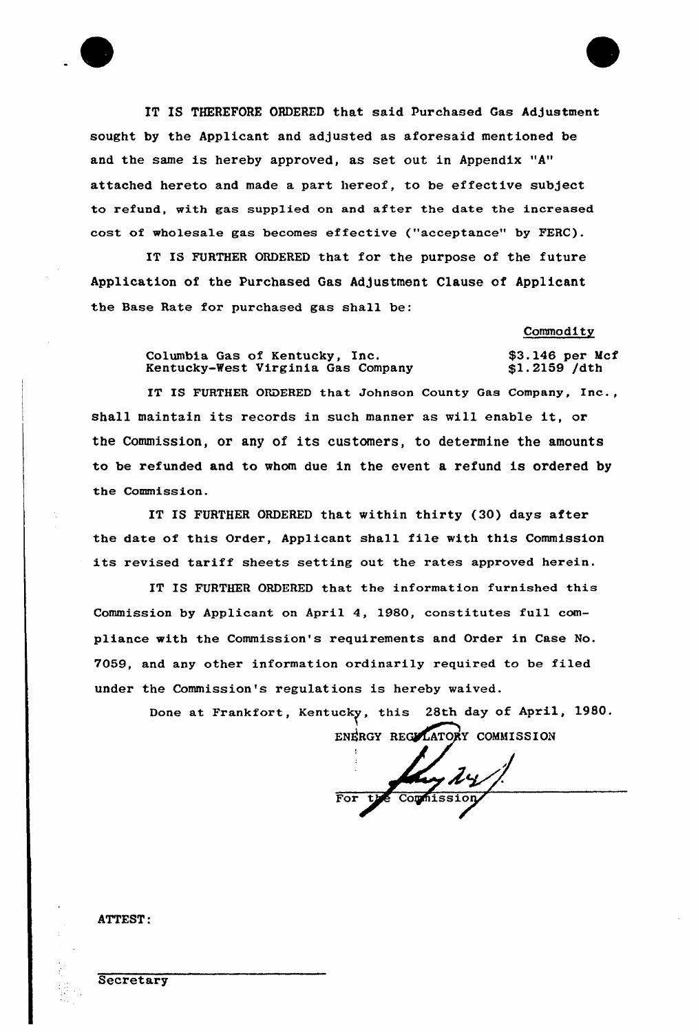IT IS THEREFORE ORDERED that said Purchased Gas Adjustment sought by the Applicant and adjusted as aforesaid mentioned be and the same is hereby approved, as set out in Appendix "A" attached hereto and made a part hereof, to be effective subject to refund, with gas supplied on and after the date the increased cost of wholesale gas becomes effective ("acceptance" by FERC).

IT IS FURTHER ORDERED that for the purpose of the future Application of the Purchased Gas Adjustment Clause of Applicant the Base Rate for purchased gas shall be:

| | Commodity |
|---|---|
| Columbia Gas of Kentucky, Inc. | \$3.146 per Mcf |
| Kentucky-West Virginia Gas Company | \$1.2159 /dth |

IT IS FURTHER ORDERED that Johnson County Gas Company, Inc., shall maintain its records in such manner as will enable it, or the Commission, or any of its customers, to determine the amounts to be refunded and to whom due in the event a refund is ordered by the Commission.

IT IS FURTHER ORDERED that within thirty (30) days after the date of this Order, Applicant shall file with this Commission its revised tariff sheets setting out the rates approved herein.

IT IS FURTHER ORDERED that the information furnished this Commission by Applicant on April 4, 1980, constitutes full compliance with the Commission's requirements and Order in Case No. 7059, and any other information ordinarily required to be filed under the Commission's regulations is hereby waived.

Done at Frankfort, Kentucky, this 28th day of April, 1980.

ENERGY REGULATORY COMMISSION

For the Commission

ATTEST:

Secretary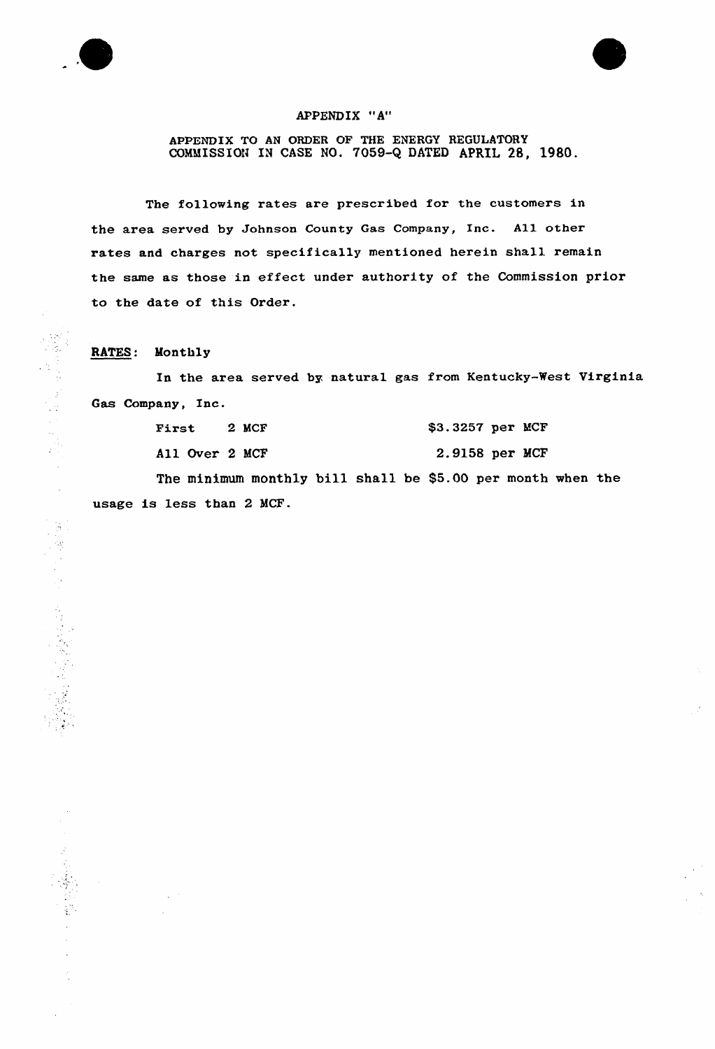# APPENDIX "A"

APPENDIX TO AN ORDER OF THE ENERGY REGULATORY COMMISSION IN CASE NO. 7059-Q DATED APRIL 28, 1980.

The following rates are prescribed for the customers in the area served by Johnson County Gas Company, Inc. All other rates and charges not specifically mentioned herein shall remain the same as those in effect under authority of the Commission prior to the date of this Order.

**RATES:** Monthly

In the area served by natural gas from Kentucky-West Virginia Gas Company, Inc.

| | |
|---|---|
| First 2 MCF | $3.3257 per MCF |
| All Over 2 MCF | 2.9158 per MCF |

The minimum monthly bill shall be $5.00 per month when the usage is less than 2 MCF.